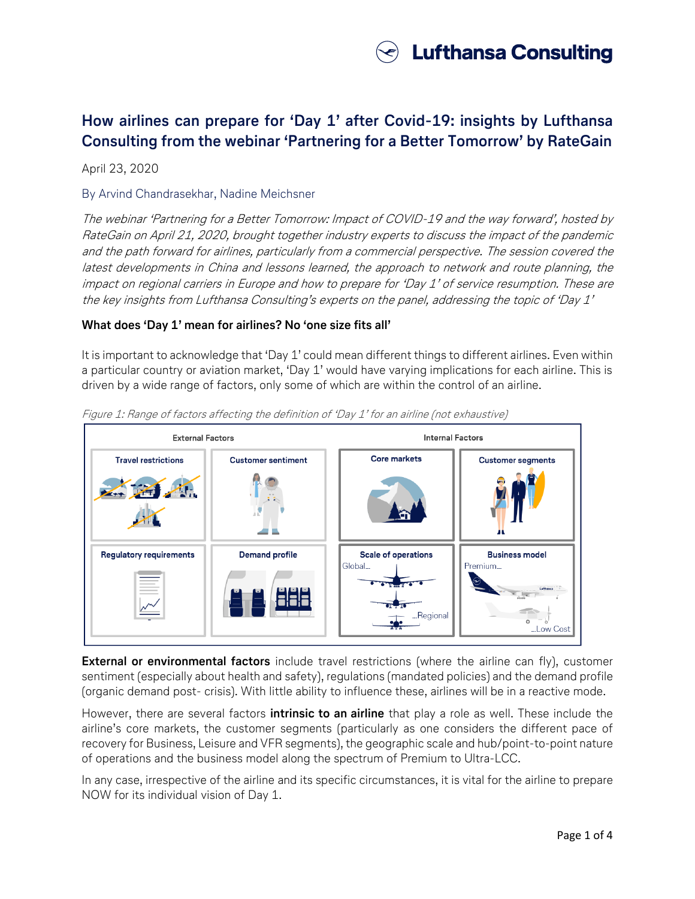## How airlines can prepare for 'Day 1' after Covid-19: insights by Lufthansa Consulting from the webinar 'Partnering for a Better Tomorrow' by RateGain

April 23, 2020

By Arvind Chandrasekhar, Nadine Meichsner

*The webinar 'Partnering for a Better Tomorrow: Impact of COVID-19 and the way forward', hosted by RateGain on April 21, 2020, brought together industry experts to discuss the impact of the pandemic and the path forward for airlines, particularly from a commercial perspective. The session covered the latest developments in China and lessons learned, the approach to network and route planning, the impact on regional carriers in Europe and how to prepare for 'Day 1' of service resumption. These are the key insights from Lufthansa Consulting's experts on the panel, addressing the topic of 'Day 1'*

### What does 'Day 1' mean for airlines? No 'one size fits all'

It is important to acknowledge that 'Day 1' could mean different things to different airlines. Even within a particular country or aviation market, 'Day 1' would have varying implications for each airline. This is driven by a wide range of factors, only some of which are within the control of an airline.

*Figure 1: Range of factors affecting the definition of 'Day 1' for an airline (not exhaustive)*

External Factors

Travel restrictions

Customer sentiment

Regulatory requirements

Demand profile

Internal Factors

Core markets

Customer segments

Scale of operations

Global...

...Regional

Business model

Premium...

...Low Cost

**External or environmental factors** include travel restrictions (where the airline can fly), customer sentiment (especially about health and safety), regulations (mandated policies) and the demand profile (organic demand post- crisis). With little ability to influence these, airlines will be in a reactive mode.

However, there are several factors **intrinsic to an airline** that play a role as well. These include the airline's core markets, the customer segments (particularly as one considers the different pace of recovery for Business, Leisure and VFR segments), the geographic scale and hub/point-to-point nature of operations and the business model along the spectrum of Premium to Ultra-LCC.

In any case, irrespective of the airline and its specific circumstances, it is vital for the airline to prepare NOW for its individual vision of Day 1.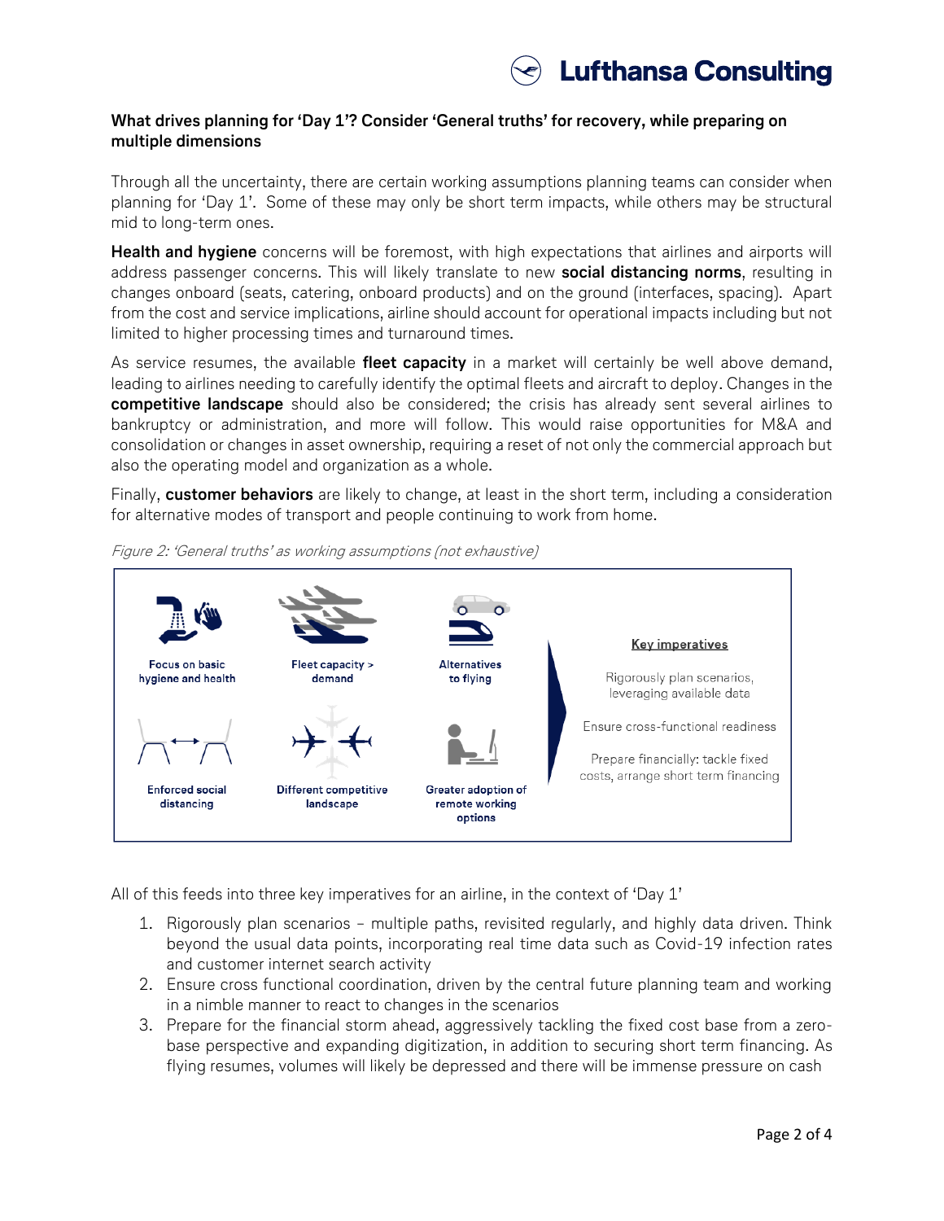### What drives planning for 'Day 1'? Consider 'General truths' for recovery, while preparing on multiple dimensions

Through all the uncertainty, there are certain working assumptions planning teams can consider when planning for 'Day 1'. Some of these may only be short term impacts, while others may be structural mid to long-term ones.

**Health and hygiene** concerns will be foremost, with high expectations that airlines and airports will address passenger concerns. This will likely translate to new **social distancing norms**, resulting in changes onboard (seats, catering, onboard products) and on the ground (interfaces, spacing). Apart from the cost and service implications, airline should account for operational impacts including but not limited to higher processing times and turnaround times.

As service resumes, the available **fleet capacity** in a market will certainly be well above demand, leading to airlines needing to carefully identify the optimal fleets and aircraft to deploy. Changes in the **competitive landscape** should also be considered; the crisis has already sent several airlines to bankruptcy or administration, and more will follow. This would raise opportunities for M&A and consolidation or changes in asset ownership, requiring a reset of not only the commercial approach but also the operating model and organization as a whole.

Finally, **customer behaviors** are likely to change, at least in the short term, including a consideration for alternative modes of transport and people continuing to work from home.

*Figure 2: 'General truths' as working assumptions (not exhaustive)*

Focus on basic hygiene and health

Fleet capacity > demand

Alternatives to flying

Enforced social distancing

Different competitive landscape

Greater adoption of remote working options

Key imperatives

Rigorously plan scenarios, leveraging available data

Ensure cross-functional readiness

Prepare financially: tackle fixed costs, arrange short term financing

All of this feeds into three key imperatives for an airline, in the context of 'Day 1'

1. Rigorously plan scenarios – multiple paths, revisited regularly, and highly data driven. Think beyond the usual data points, incorporating real time data such as Covid-19 infection rates and customer internet search activity
2. Ensure cross functional coordination, driven by the central future planning team and working in a nimble manner to react to changes in the scenarios
3. Prepare for the financial storm ahead, aggressively tackling the fixed cost base from a zero-base perspective and expanding digitization, in addition to securing short term financing. As flying resumes, volumes will likely be depressed and there will be immense pressure on cash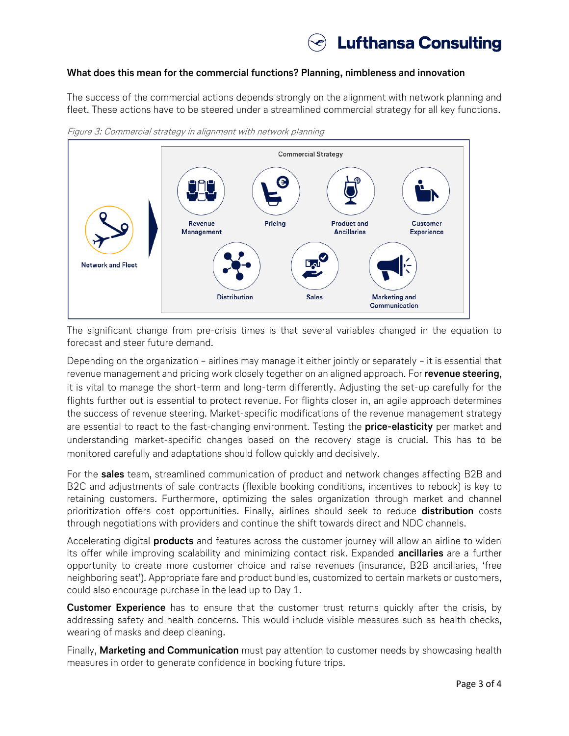### What does this mean for the commercial functions? Planning, nimbleness and innovation

The success of the commercial actions depends strongly on the alignment with network planning and fleet. These actions have to be steered under a streamlined commercial strategy for all key functions.

*Figure 3: Commercial strategy in alignment with network planning*

Network and Fleet

Commercial Strategy

Revenue Management

Pricing

Product and Ancillaries

Customer Experience

Distribution

Sales

Marketing and Communication

The significant change from pre-crisis times is that several variables changed in the equation to forecast and steer future demand.

Depending on the organization – airlines may manage it either jointly or separately – it is essential that revenue management and pricing work closely together on an aligned approach. For **revenue steering**, it is vital to manage the short-term and long-term differently. Adjusting the set-up carefully for the flights further out is essential to protect revenue. For flights closer in, an agile approach determines the success of revenue steering. Market-specific modifications of the revenue management strategy are essential to react to the fast-changing environment. Testing the **price-elasticity** per market and understanding market-specific changes based on the recovery stage is crucial. This has to be monitored carefully and adaptations should follow quickly and decisively.

For the **sales** team, streamlined communication of product and network changes affecting B2B and B2C and adjustments of sale contracts (flexible booking conditions, incentives to rebook) is key to retaining customers. Furthermore, optimizing the sales organization through market and channel prioritization offers cost opportunities. Finally, airlines should seek to reduce **distribution** costs through negotiations with providers and continue the shift towards direct and NDC channels.

Accelerating digital **products** and features across the customer journey will allow an airline to widen its offer while improving scalability and minimizing contact risk. Expanded **ancillaries** are a further opportunity to create more customer choice and raise revenues (insurance, B2B ancillaries, 'free neighboring seat'). Appropriate fare and product bundles, customized to certain markets or customers, could also encourage purchase in the lead up to Day 1.

**Customer Experience** has to ensure that the customer trust returns quickly after the crisis, by addressing safety and health concerns. This would include visible measures such as health checks, wearing of masks and deep cleaning.

Finally, **Marketing and Communication** must pay attention to customer needs by showcasing health measures in order to generate confidence in booking future trips.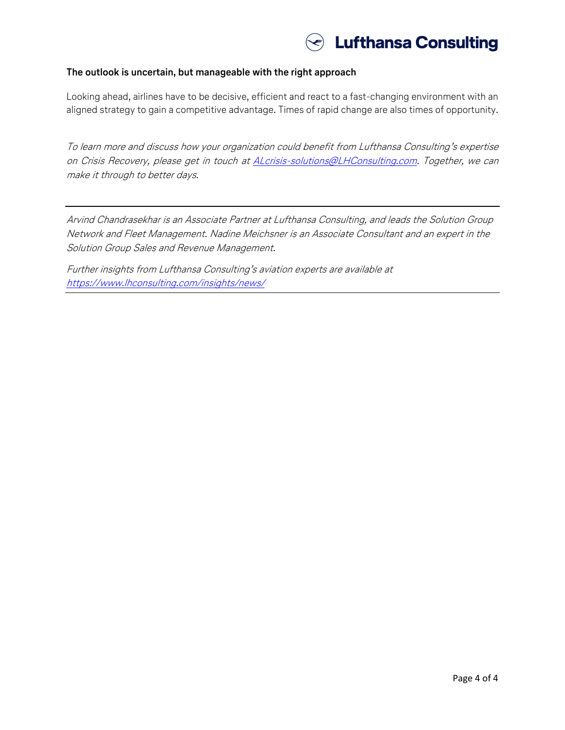**The outlook is uncertain, but manageable with the right approach**

Looking ahead, airlines have to be decisive, efficient and react to a fast-changing environment with an aligned strategy to gain a competitive advantage. Times of rapid change are also times of opportunity.

*To learn more and discuss how your organization could benefit from Lufthansa Consulting's expertise on Crisis Recovery, please get in touch at [ALcrisis-solutions@LHConsulting.com](mailto:ALcrisis-solutions@LHConsulting.com). Together, we can make it through to better days.*

---

*Arvind Chandrasekhar is an Associate Partner at Lufthansa Consulting, and leads the Solution Group Network and Fleet Management. Nadine Meichsner is an Associate Consultant and an expert in the Solution Group Sales and Revenue Management.*

*Further insights from Lufthansa Consulting's aviation experts are available at [https://www.lhconsulting.com/insights/news/](https://www.lhconsulting.com/insights/news/)*

---